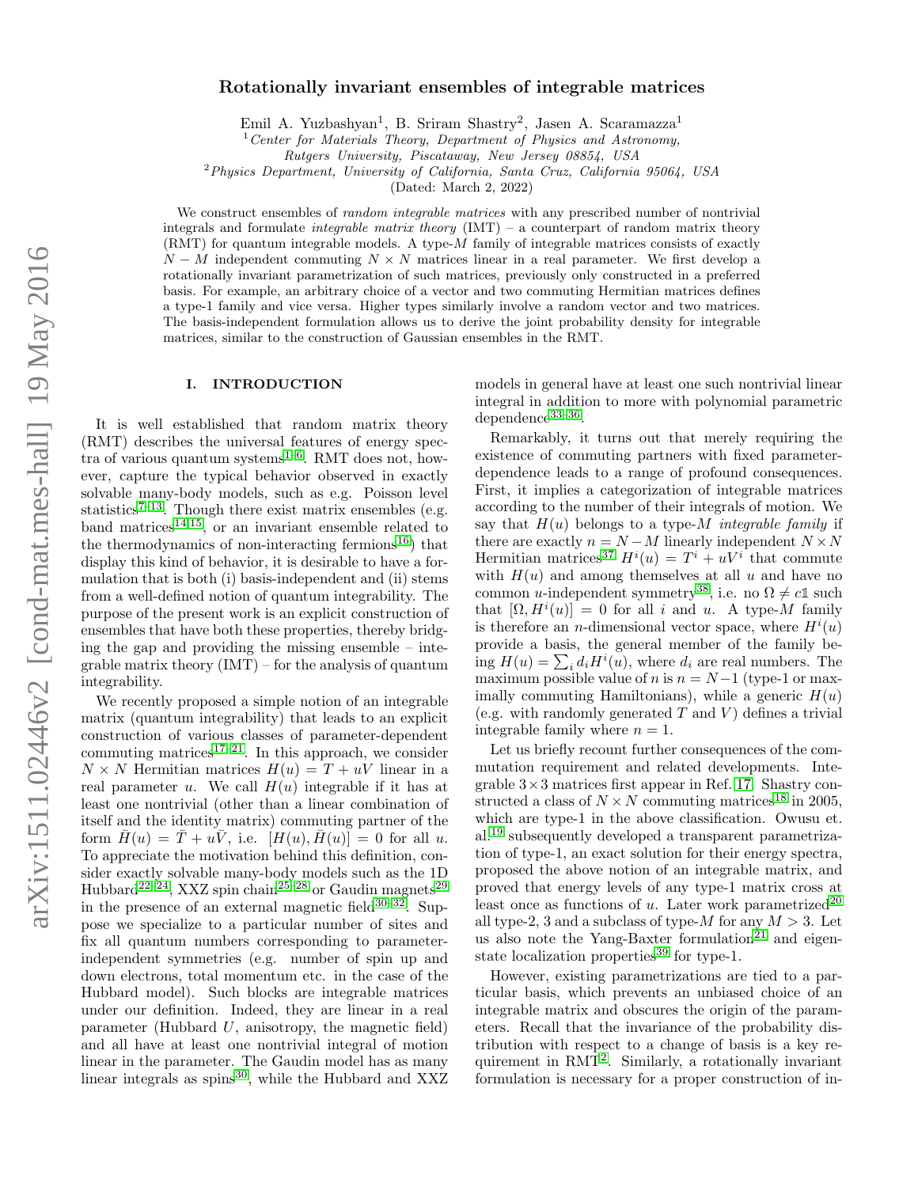# Rotationally invariant ensembles of integrable matrices

Emil A. Yuzbashyan[1], B. Sriram Shastry[2], Jasen A. Scaramazza[1]

[1] *Center for Materials Theory, Department of Physics and Astronomy, Rutgers University, Piscataway, New Jersey 08854, USA*

[2] *Physics Department, University of California, Santa Cruz, California 95064, USA*

(Dated: March 2, 2022)

We construct ensembles of *random integrable matrices* with any prescribed number of nontrivial integrals and formulate *integrable matrix theory* (IMT) – a counterpart of random matrix theory (RMT) for quantum integrable models. A type-$M$ family of integrable matrices consists of exactly $N-M$ independent commuting $N \times N$ matrices linear in a real parameter. We first develop a rotationally invariant parametrization of such matrices, previously only constructed in a preferred basis. For example, an arbitrary choice of a vector and two commuting Hermitian matrices defines a type-1 family and vice versa. Higher types similarly involve a random vector and two matrices. The basis-independent formulation allows us to derive the joint probability density for integrable matrices, similar to the construction of Gaussian ensembles in the RMT.

## I. INTRODUCTION

It is well established that random matrix theory (RMT) describes the universal features of energy spectra of various quantum systems[1–6]. RMT does not, however, capture the typical behavior observed in exactly solvable many-body models, such as e.g. Poisson level statistics[7–13]. Though there exist matrix ensembles (e.g. band matrices[14,15], or an invariant ensemble related to the thermodynamics of non-interacting fermions[16]) that display this kind of behavior, it is desirable to have a formulation that is both (i) basis-independent and (ii) stems from a well-defined notion of quantum integrability. The purpose of the present work is an explicit construction of ensembles that have both these properties, thereby bridging the gap and providing the missing ensemble – integrable matrix theory (IMT) – for the analysis of quantum integrability.

We recently proposed a simple notion of an integrable matrix (quantum integrability) that leads to an explicit construction of various classes of parameter-dependent commuting matrices[17–21]. In this approach, we consider $N \times N$ Hermitian matrices $H(u) = T + uV$ linear in a real parameter $u$. We call $H(u)$ integrable if it has at least one nontrivial (other than a linear combination of itself and the identity matrix) commuting partner of the form $\tilde{H}(u) = \tilde{T} + u\tilde{V}$, i.e. $[H(u), \tilde{H}(u)] = 0$ for all $u$. To appreciate the motivation behind this definition, consider exactly solvable many-body models such as the 1D Hubbard[22–24], XXZ spin chain[25–28] or Gaudin magnets[29] in the presence of an external magnetic field[30–32]. Suppose we specialize to a particular number of sites and fix all quantum numbers corresponding to parameter-independent symmetries (e.g. number of spin up and down electrons, total momentum etc. in the case of the Hubbard model). Such blocks are integrable matrices under our definition. Indeed, they are linear in a real parameter (Hubbard $U$, anisotropy, the magnetic field) and all have at least one nontrivial integral of motion linear in the parameter. The Gaudin model has as many linear integrals as spins[30], while the Hubbard and XXZ models in general have at least one such nontrivial linear integral in addition to more with polynomial parametric dependence[33–36].

Remarkably, it turns out that merely requiring the existence of commuting partners with fixed parameter-dependence leads to a range of profound consequences. First, it implies a categorization of integrable matrices according to the number of their integrals of motion. We say that $H(u)$ belongs to a type-$M$ *integrable family* if there are exactly $n = N-M$ linearly independent $N \times N$ Hermitian matrices[37] $H^i(u) = T^i + uV^i$ that commute with $H(u)$ and among themselves at all $u$ and have no common $u$-independent symmetry[38], i.e. no $\Omega \neq c\mathbb{1}$ such that $[\Omega, H^i(u)] = 0$ for all $i$ and $u$. A type-$M$ family is therefore an $n$-dimensional vector space, where $H^i(u)$ provide a basis, the general member of the family being $H(u) = \sum_i d_i H^i(u)$, where $d_i$ are real numbers. The maximum possible value of $n$ is $n = N-1$ (type-1 or maximally commuting Hamiltonians), while a generic $H(u)$ (e.g. with randomly generated $T$ and $V$) defines a trivial integrable family where $n = 1$.

Let us briefly recount further consequences of the commutation requirement and related developments. Integrable $3\times3$ matrices first appear in Ref. 17. Shastry constructed a class of $N \times N$ commuting matrices[18] in 2005, which are type-1 in the above classification. Owusu et. al.[19] subsequently developed a transparent parametrization of type-1, an exact solution for their energy spectra, proposed the above notion of an integrable matrix, and proved that energy levels of any type-1 matrix cross at least once as functions of $u$. Later work parametrized[20] all type-2, 3 and a subclass of type-$M$ for any $M > 3$. Let us also note the Yang-Baxter formulation[21] and eigenstate localization properties[39] for type-1.

However, existing parametrizations are tied to a particular basis, which prevents an unbiased choice of an integrable matrix and obscures the origin of the parameters. Recall that the invariance of the probability distribution with respect to a change of basis is a key requirement in RMT[2]. Similarly, a rotationally invariant formulation is necessary for a proper construction of in-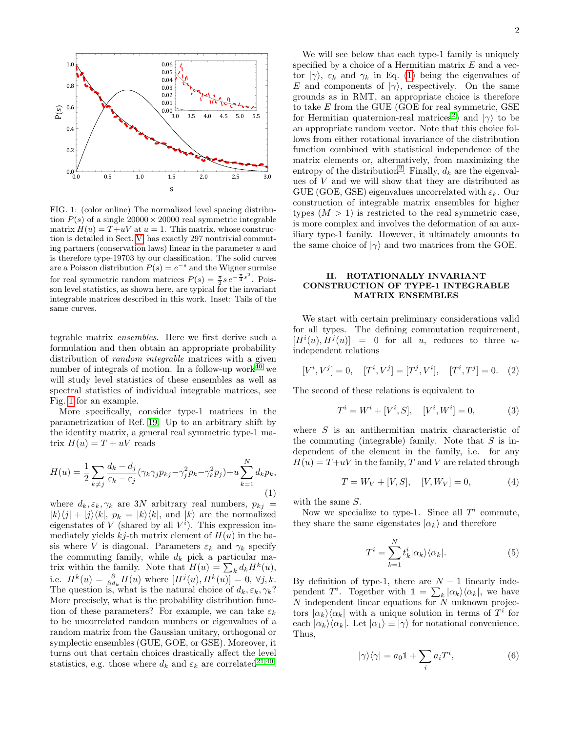FIG. 1: (color online) The normalized level spacing distribution $P(s)$ of a single $20000 \times 20000$ real symmetric integrable matrix $H(u) = T + uV$ at $u = 1$. This matrix, whose construction is detailed in Sect. V, has exactly 297 nontrivial commuting partners (conservation laws) linear in the parameter $u$ and is therefore type-19703 by our classification. The solid curves are a Poisson distribution $P(s) = e^{-s}$ and the Wigner surmise for real symmetric random matrices $P(s) = \frac{\pi}{2} s\, e^{-\frac{\pi}{4}s^2}$. Poisson level statistics, as shown here, are typical for the invariant integrable matrices described in this work. Inset: Tails of the same curves.

tegrable matrix *ensembles*. Here we first derive such a formulation and then obtain an appropriate probability distribution of *random integrable* matrices with a given number of integrals of motion. In a follow-up work[40] we will study level statistics of these ensembles as well as spectral statistics of individual integrable matrices, see Fig. 1 for an example.

More specifically, consider type-1 matrices in the parametrization of Ref. 19. Up to an arbitrary shift by the identity matrix, a general real symmetric type-1 matrix $H(u) = T + uV$ reads

$$H(u) = \frac{1}{2}\sum_{k\neq j}\frac{d_k - d_j}{\varepsilon_k - \varepsilon_j}(\gamma_k\gamma_j p_{kj} - \gamma_j^2 p_k - \gamma_k^2 p_j) + u\sum_{k=1}^{N} d_k p_k, \tag{1}$$

where $d_k, \varepsilon_k, \gamma_k$ are $3N$ arbitrary real numbers, $p_{kj} = |k\rangle\langle j| + |j\rangle\langle k|$, $p_k = |k\rangle\langle k|$, and $|k\rangle$ are the normalized eigenstates of $V$ (shared by all $V^i$). This expression immediately yields $kj$-th matrix element of $H(u)$ in the basis where $V$ is diagonal. Parameters $\varepsilon_k$ and $\gamma_k$ specify the commuting family, while $d_k$ pick a particular matrix within the family. Note that $H(u) = \sum_k d_k H^k(u)$, i.e. $H^k(u) = \frac{\partial}{\partial d_k} H(u)$ where $[H^j(u), H^k(u)] = 0,\ \forall j, k$. The question is, what is the natural choice of $d_k, \varepsilon_k, \gamma_k$? More precisely, what is the probability distribution function of these parameters? For example, we can take $\varepsilon_k$ to be uncorrelated random numbers or eigenvalues of a random matrix from the Gaussian unitary, orthogonal or symplectic ensembles (GUE, GOE, or GSE). Moreover, it turns out that certain choices drastically affect the level statistics, e.g. those where $d_k$ and $\varepsilon_k$ are correlated[21,40].

We will see below that each type-1 family is uniquely specified by a choice of a Hermitian matrix $E$ and a vector $|\gamma\rangle$, $\varepsilon_k$ and $\gamma_k$ in Eq. (1) being the eigenvalues of $E$ and components of $|\gamma\rangle$, respectively. On the same grounds as in RMT, an appropriate choice is therefore to take $E$ from the GUE (GOE for real symmetric, GSE for Hermitian quaternion-real matrices[2]) and $|\gamma\rangle$ to be an appropriate random vector. Note that this choice follows from either rotational invariance of the distribution function combined with statistical independence of the matrix elements or, alternatively, from maximizing the entropy of the distribution[2]. Finally, $d_k$ are the eigenvalues of $V$ and we will show that they are distributed as GUE (GOE, GSE) eigenvalues uncorrelated with $\varepsilon_k$. Our construction of integrable matrix ensembles for higher types ($M > 1$) is restricted to the real symmetric case, is more complex and involves the deformation of an auxiliary type-1 family. However, it ultimately amounts to the same choice of $|\gamma\rangle$ and two matrices from the GOE.

## II. ROTATIONALLY INVARIANT CONSTRUCTION OF TYPE-1 INTEGRABLE MATRIX ENSEMBLES

We start with certain preliminary considerations valid for all types. The defining commutation requirement, $[H^i(u), H^j(u)] = 0$ for all $u$, reduces to three $u$-independent relations

$$[V^i, V^j] = 0, \quad [T^i, V^j] = [T^j, V^i], \quad [T^i, T^j] = 0. \tag{2}$$

The second of these relations is equivalent to

$$T^i = W^i + [V^i, S], \quad [V^i, W^i] = 0, \tag{3}$$

where $S$ is an antihermitian matrix characteristic of the commuting (integrable) family. Note that $S$ is independent of the element in the family, i.e. for any $H(u) = T + uV$ in the family, $T$ and $V$ are related through

$$T = W_V + [V, S], \quad [V, W_V] = 0, \tag{4}$$

with the same $S$.

Now we specialize to type-1. Since all $T^i$ commute, they share the same eigenstates $|\alpha_k\rangle$ and therefore

$$T^i = \sum_{k=1}^{N} t_k^i |\alpha_k\rangle\langle\alpha_k|. \tag{5}$$

By definition of type-1, there are $N-1$ linearly independent $T^i$. Together with $\mathbb{1} = \sum_k |\alpha_k\rangle\langle\alpha_k|$, we have $N$ independent linear equations for $N$ unknown projectors $|\alpha_k\rangle\langle\alpha_k|$ with a unique solution in terms of $T^i$ for each $|\alpha_k\rangle\langle\alpha_k|$. Let $|\alpha_1\rangle \equiv |\gamma\rangle$ for notational convenience. Thus,

$$|\gamma\rangle\langle\gamma| = a_0\mathbb{1} + \sum_i a_i T^i, \tag{6}$$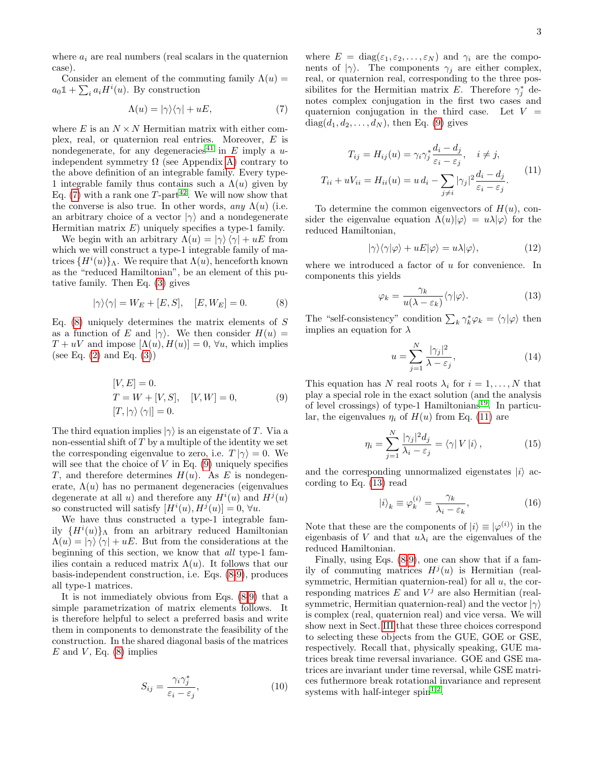where $a_i$ are real numbers (real scalars in the quaternion case).

Consider an element of the commuting family $\Lambda(u) = a_0\mathbb{1} + \sum_i a_i H^i(u)$. By construction

$$\Lambda(u) = |\gamma\rangle\langle\gamma| + uE, \tag{7}$$

where $E$ is an $N \times N$ Hermitian matrix with either complex, real, or quaternion real entries. Moreover, $E$ is nondegenerate, for any degeneracies[41] in $E$ imply a $u$-independent symmetry $\Omega$ (see Appendix A) contrary to the above definition of an integrable family. Every type-1 integrable family thus contains such a $\Lambda(u)$ given by Eq. (7) with a rank one $T$-part[42]. We will now show that the converse is also true. In other words, *any* $\Lambda(u)$ (i.e. an arbitrary choice of a vector $|\gamma\rangle$ and a nondegenerate Hermitian matrix $E$) uniquely specifies a type-1 family.

We begin with an arbitrary $\Lambda(u) = |\gamma\rangle\langle\gamma| + uE$ from which we will construct a type-1 integrable family of matrices $\{H^i(u)\}_\Lambda$. We require that $\Lambda(u)$, henceforth known as the "reduced Hamiltonian", be an element of this putative family. Then Eq. (3) gives

$$|\gamma\rangle\langle\gamma| = W_E + [E, S], \quad [E, W_E] = 0. \tag{8}$$

Eq. (8) uniquely determines the matrix elements of $S$ as a function of $E$ and $|\gamma\rangle$. We then consider $H(u) = T + uV$ and impose $[\Lambda(u), H(u)] = 0$, $\forall u$, which implies (see Eq. (2) and Eq. (3))

$$\begin{aligned}
&[V, E] = 0. \\
&T = W + [V, S], \quad [V, W] = 0, \\
&[T, |\gamma\rangle\langle\gamma|] = 0.
\end{aligned} \tag{9}$$

The third equation implies $|\gamma\rangle$ is an eigenstate of $T$. Via a non-essential shift of $T$ by a multiple of the identity we set the corresponding eigenvalue to zero, i.e. $T|\gamma\rangle = 0$. We will see that the choice of $V$ in Eq. (9) uniquely specifies $T$, and therefore determines $H(u)$. As $E$ is nondegenerate, $\Lambda(u)$ has no permanent degeneracies (eigenvalues degenerate at all $u$) and therefore any $H^i(u)$ and $H^j(u)$ so constructed will satisfy $[H^i(u), H^j(u)] = 0$, $\forall u$.

We have thus constructed a type-1 integrable family $\{H^i(u)\}_\Lambda$ from an arbitrary reduced Hamiltonian $\Lambda(u) = |\gamma\rangle\langle\gamma| + uE$. But from the considerations at the beginning of this section, we know that *all* type-1 families contain a reduced matrix $\Lambda(u)$. It follows that our basis-independent construction, i.e. Eqs. (8-9), produces all type-1 matrices.

It is not immediately obvious from Eqs. (8-9) that a simple parametrization of matrix elements follows. It is therefore helpful to select a preferred basis and write them in components to demonstrate the feasibility of the construction. In the shared diagonal basis of the matrices $E$ and $V$, Eq. (8) implies

$$S_{ij} = \frac{\gamma_i \gamma_j^*}{\varepsilon_i - \varepsilon_j}, \tag{10}$$

where $E = \mathrm{diag}(\varepsilon_1, \varepsilon_2, \ldots, \varepsilon_N)$ and $\gamma_i$ are the components of $|\gamma\rangle$. The components $\gamma_j$ are either complex, real, or quaternion real, corresponding to the three possibilites for the Hermitian matrix $E$. Therefore $\gamma_j^*$ denotes complex conjugation in the first two cases and quaternion conjugation in the third case. Let $V = \mathrm{diag}(d_1, d_2, \ldots, d_N)$, then Eq. (9) gives

$$\begin{aligned}
T_{ij} = H_{ij}(u) &= \gamma_i \gamma_j^* \frac{d_i - d_j}{\varepsilon_i - \varepsilon_j}, \quad i \neq j, \\
T_{ii} + uV_{ii} = H_{ii}(u) &= u\, d_i - \sum_{j \neq i} |\gamma_j|^2 \frac{d_i - d_j}{\varepsilon_i - \varepsilon_j}.
\end{aligned} \tag{11}$$

To determine the common eigenvectors of $H(u)$, consider the eigenvalue equation $\Lambda(u)|\varphi\rangle = u\lambda|\varphi\rangle$ for the reduced Hamiltonian,

$$|\gamma\rangle\langle\gamma|\varphi\rangle + uE|\varphi\rangle = u\lambda|\varphi\rangle, \tag{12}$$

where we introduced a factor of $u$ for convenience. In components this yields

$$\varphi_k = \frac{\gamma_k}{u(\lambda - \varepsilon_k)} \langle\gamma|\varphi\rangle. \tag{13}$$

The "self-consistency" condition $\sum_k \gamma_k^* \varphi_k = \langle\gamma|\varphi\rangle$ then implies an equation for $\lambda$

$$u = \sum_{j=1}^{N} \frac{|\gamma_j|^2}{\lambda - \varepsilon_j}, \tag{14}$$

This equation has $N$ real roots $\lambda_i$ for $i = 1, \ldots, N$ that play a special role in the exact solution (and the analysis of level crossings) of type-1 Hamiltonians[19]. In particular, the eigenvalues $\eta_i$ of $H(u)$ from Eq. (11) are

$$\eta_i = \sum_{j=1}^{N} \frac{|\gamma_j|^2 d_j}{\lambda_i - \varepsilon_j} = \langle\gamma|\, V\, |i\rangle, \tag{15}$$

and the corresponding unnormalized eigenstates $|i\rangle$ according to Eq. (13) read

$$|i\rangle_k \equiv \varphi_k^{(i)} = \frac{\gamma_k}{\lambda_i - \varepsilon_k}, \tag{16}$$

Note that these are the components of $|i\rangle \equiv |\varphi^{(i)}\rangle$ in the eigenbasis of $V$ and that $u\lambda_i$ are the eigenvalues of the reduced Hamiltonian.

Finally, using Eqs. (8-9), one can show that if a family of commuting matrices $H^j(u)$ is Hermitian (real-symmetric, Hermitian quaternion-real) for all $u$, the corresponding matrices $E$ and $V^j$ are also Hermitian (real-symmetric, Hermitian quaternion-real) and the vector $|\gamma\rangle$ is complex (real, quaternion real) and vice versa. We will show next in Sect. III that these three choices correspond to selecting these objects from the GUE, GOE or GSE, respectively. Recall that, physically speaking, GUE matrices break time reversal invariance. GOE and GSE matrices are invariant under time reversal, while GSE matrices futhermore break rotational invariance and represent systems with half-integer spin[1,2].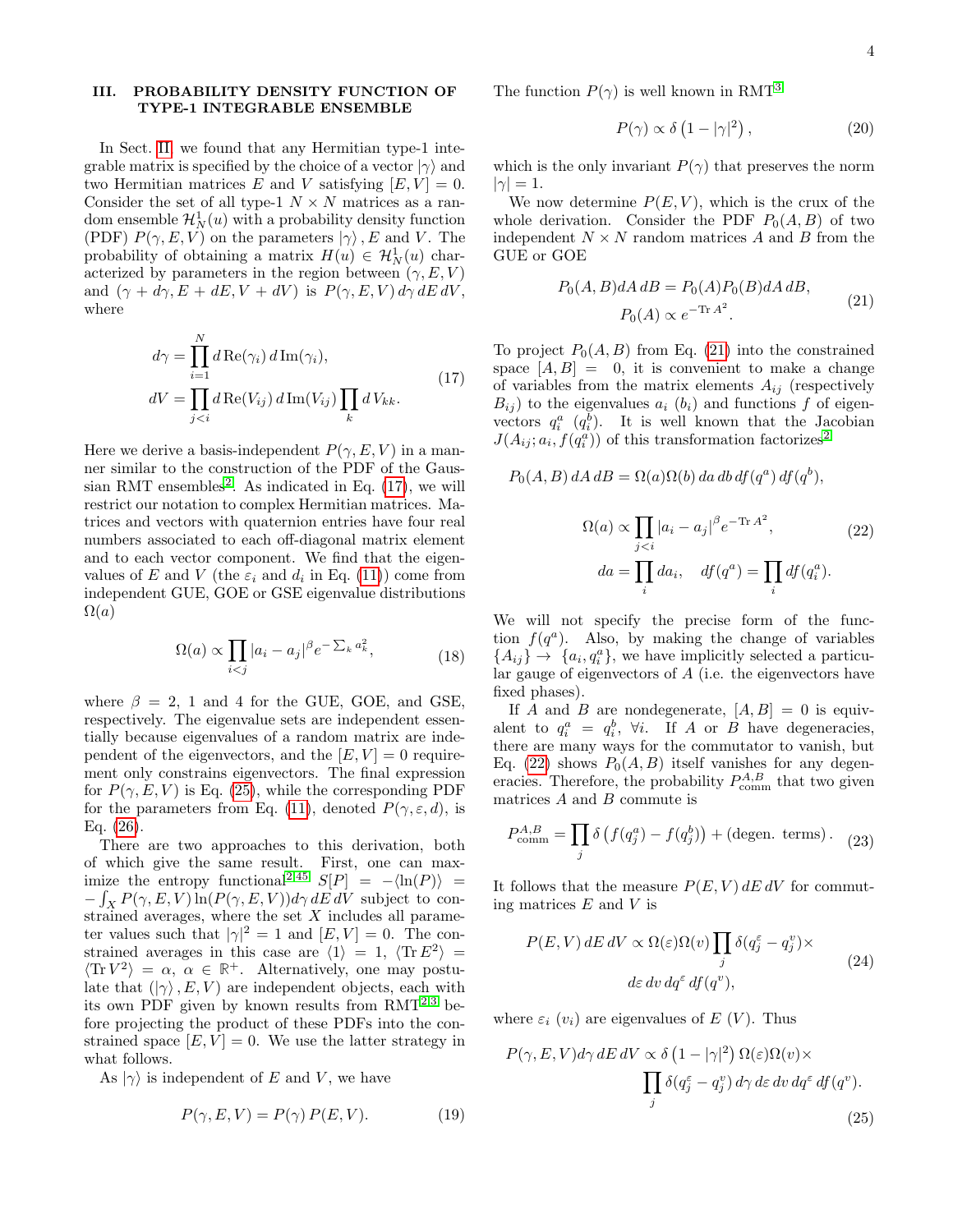## III. PROBABILITY DENSITY FUNCTION OF TYPE-1 INTEGRABLE ENSEMBLE

In Sect. II, we found that any Hermitian type-1 integrable matrix is specified by the choice of a vector $|\gamma\rangle$ and two Hermitian matrices $E$ and $V$ satisfying $[E, V] = 0$. Consider the set of all type-1 $N \times N$ matrices as a random ensemble $\mathcal{H}_N^1(u)$ with a probability density function (PDF) $P(\gamma, E, V)$ on the parameters $|\gamma\rangle$, $E$ and $V$. The probability of obtaining a matrix $H(u) \in \mathcal{H}_N^1(u)$ characterized by parameters in the region between $(\gamma, E, V)$ and $(\gamma + d\gamma, E + dE, V + dV)$ is $P(\gamma, E, V)\, d\gamma\, dE\, dV$, where

$$
\begin{aligned}
d\gamma &= \prod_{i=1}^{N} d\,\mathrm{Re}(\gamma_i)\, d\,\mathrm{Im}(\gamma_i), \\
dV &= \prod_{j<i} d\,\mathrm{Re}(V_{ij})\, d\,\mathrm{Im}(V_{ij}) \prod_k d\,V_{kk}.
\end{aligned}
\tag{17}
$$

Here we derive a basis-independent $P(\gamma, E, V)$ in a manner similar to the construction of the PDF of the Gaussian RMT ensembles[2]. As indicated in Eq. (17), we will restrict our notation to complex Hermitian matrices. Matrices and vectors with quaternion entries have four real numbers associated to each off-diagonal matrix element and to each vector component. We find that the eigenvalues of $E$ and $V$ (the $\varepsilon_i$ and $d_i$ in Eq. (11)) come from independent GUE, GOE or GSE eigenvalue distributions $\Omega(a)$

$$
\Omega(a) \propto \prod_{i<j} |a_i - a_j|^{\beta} e^{-\sum_k a_k^2},
\tag{18}
$$

where $\beta = 2$, 1 and 4 for the GUE, GOE, and GSE, respectively. The eigenvalue sets are independent essentially because eigenvalues of a random matrix are independent of the eigenvectors, and the $[E, V] = 0$ requirement only constrains eigenvectors. The final expression for $P(\gamma, E, V)$ is Eq. (25), while the corresponding PDF for the parameters from Eq. (11), denoted $P(\gamma, \varepsilon, d)$, is Eq. (26).

There are two approaches to this derivation, both of which give the same result. First, one can maximize the entropy functional[2,45] $S[P] = -\langle \ln(P) \rangle = -\int_X P(\gamma, E, V) \ln(P(\gamma, E, V)) d\gamma\, dE\, dV$ subject to constrained averages, where the set $X$ includes all parameter values such that $|\gamma|^2 = 1$ and $[E, V] = 0$. The constrained averages in this case are $\langle 1 \rangle = 1$, $\langle \mathrm{Tr}\, E^2 \rangle = \langle \mathrm{Tr}\, V^2 \rangle = \alpha$, $\alpha \in \mathbb{R}^+$. Alternatively, one may postulate that $(|\gamma\rangle, E, V)$ are independent objects, each with its own PDF given by known results from RMT[2,3] before projecting the product of these PDFs into the constrained space $[E, V] = 0$. We use the latter strategy in what follows.

As $|\gamma\rangle$ is independent of $E$ and $V$, we have

$$
P(\gamma, E, V) = P(\gamma)\, P(E, V).
\tag{19}
$$

The function $P(\gamma)$ is well known in RMT[3]

$$
P(\gamma) \propto \delta\left(1 - |\gamma|^2\right),
\tag{20}
$$

which is the only invariant $P(\gamma)$ that preserves the norm $|\gamma| = 1$.

We now determine $P(E, V)$, which is the crux of the whole derivation. Consider the PDF $P_0(A, B)$ of two independent $N \times N$ random matrices $A$ and $B$ from the GUE or GOE

$$
\begin{aligned}
P_0(A, B) dA\, dB &= P_0(A) P_0(B) dA\, dB, \\
P_0(A) &\propto e^{-\mathrm{Tr}\, A^2}.
\end{aligned}
\tag{21}
$$

To project $P_0(A, B)$ from Eq. (21) into the constrained space $[A, B] = 0$, it is convenient to make a change of variables from the matrix elements $A_{ij}$ (respectively $B_{ij}$) to the eigenvalues $a_i$ ($b_i$) and functions $f$ of eigenvectors $q_i^a$ ($q_i^b$). It is well known that the Jacobian $J(A_{ij}; a_i, f(q_i^a))$ of this transformation factorizes[2]

$$
\begin{aligned}
P_0(A, B)\, dA\, dB &= \Omega(a) \Omega(b)\, da\, db\, df(q^a)\, df(q^b), \\
\Omega(a) &\propto \prod_{j<i} |a_i - a_j|^{\beta} e^{-\mathrm{Tr}\, A^2}, \\
da = \prod_i da_i, &\quad df(q^a) = \prod_i df(q_i^a).
\end{aligned}
\tag{22}
$$

We will not specify the precise form of the function $f(q^a)$. Also, by making the change of variables $\{A_{ij}\} \to \{a_i, q_i^a\}$, we have implicitly selected a particular gauge of eigenvectors of $A$ (i.e. the eigenvectors have fixed phases).

If $A$ and $B$ are nondegenerate, $[A, B] = 0$ is equivalent to $q_i^a = q_i^b$, $\forall i$. If $A$ or $B$ have degeneracies, there are many ways for the commutator to vanish, but Eq. (22) shows $P_0(A, B)$ itself vanishes for any degeneracies. Therefore, the probability $P_{\mathrm{comm}}^{A,B}$ that two given matrices $A$ and $B$ commute is

$$
P_{\mathrm{comm}}^{A,B} = \prod_j \delta\left(f(q_j^a) - f(q_j^b)\right) + (\text{degen. terms}).
\tag{23}
$$

It follows that the measure $P(E, V)\, dE\, dV$ for commuting matrices $E$ and $V$ is

$$
\begin{aligned}
P(E, V)\, dE\, dV \propto \Omega(\varepsilon) \Omega(v) \prod_j \delta(q_j^{\varepsilon} - q_j^{v}) \times \\
d\varepsilon\, dv\, dq^{\varepsilon}\, df(q^v),
\end{aligned}
\tag{24}
$$

where $\varepsilon_i$ ($v_i$) are eigenvalues of $E$ ($V$). Thus

$$
\begin{aligned}
P(\gamma, E, V) d\gamma\, dE\, dV \propto \delta\left(1 - |\gamma|^2\right) \Omega(\varepsilon) \Omega(v) \times \\
\prod_j \delta(q_j^{\varepsilon} - q_j^{v})\, d\gamma\, d\varepsilon\, dv\, dq^{\varepsilon}\, df(q^v).
\end{aligned}
\tag{25}
$$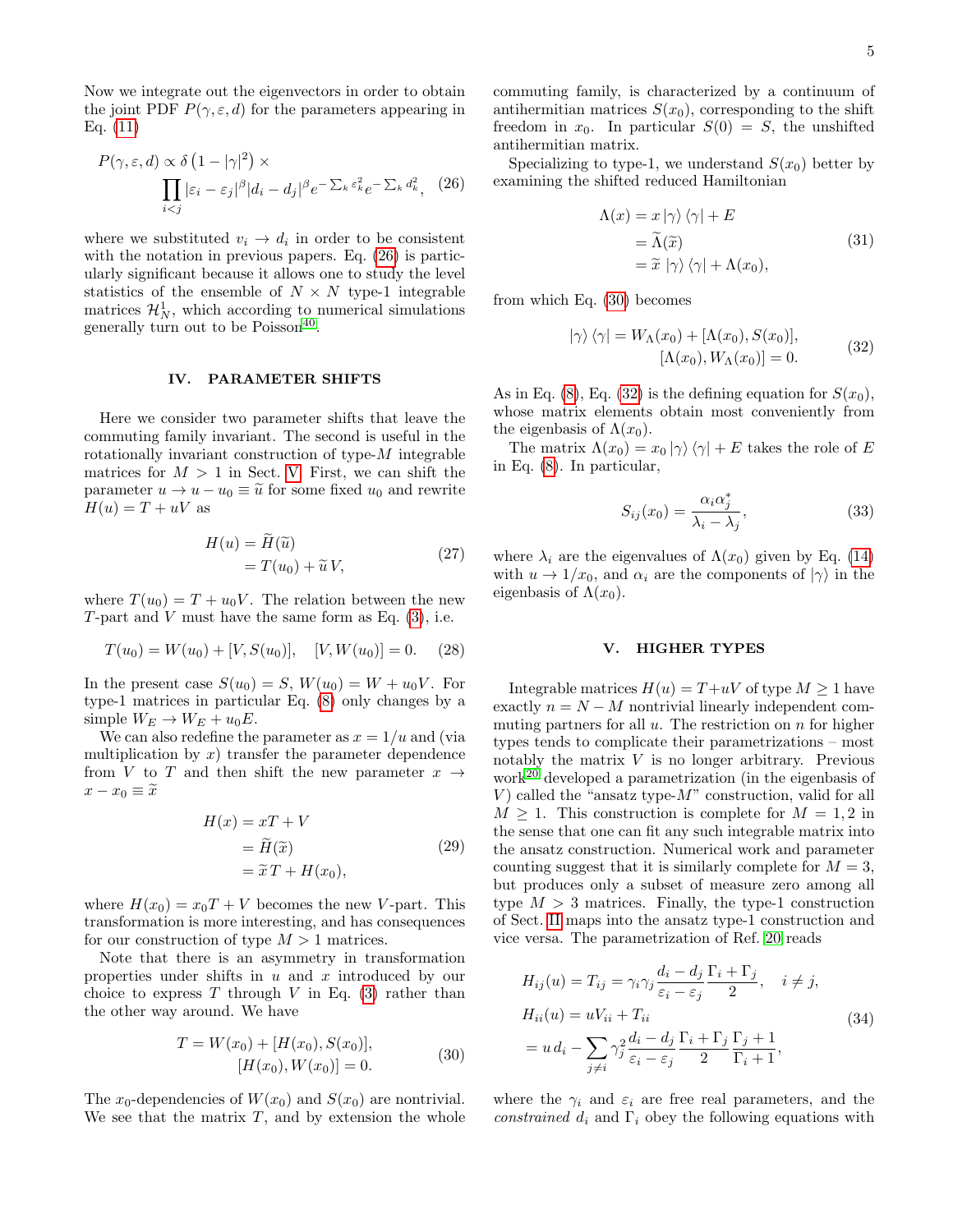Now we integrate out the eigenvectors in order to obtain the joint PDF $P(\gamma, \varepsilon, d)$ for the parameters appearing in Eq. (11)

$$
P(\gamma,\varepsilon,d) \propto \delta\left(1-|\gamma|^2\right) \times \prod_{i<j} |\varepsilon_i-\varepsilon_j|^\beta |d_i-d_j|^\beta e^{-\sum_k \varepsilon_k^2} e^{-\sum_k d_k^2}, \quad (26)
$$

where we substituted $v_i \to d_i$ in order to be consistent with the notation in previous papers. Eq. (26) is particularly significant because it allows one to study the level statistics of the ensemble of $N \times N$ type-1 integrable matrices $\mathcal{H}_N^1$, which according to numerical simulations generally turn out to be Poisson[40].

## IV. PARAMETER SHIFTS

Here we consider two parameter shifts that leave the commuting family invariant. The second is useful in the rotationally invariant construction of type-$M$ integrable matrices for $M > 1$ in Sect. V. First, we can shift the parameter $u \to u - u_0 \equiv \widetilde{u}$ for some fixed $u_0$ and rewrite $H(u) = T + uV$ as

$$
\begin{aligned}
H(u) &= \widetilde{H}(\widetilde{u}) \\
&= T(u_0) + \widetilde{u}\, V,
\end{aligned} \quad (27)
$$

where $T(u_0) = T + u_0 V$. The relation between the new $T$-part and $V$ must have the same form as Eq. (3), i.e.

$$
T(u_0) = W(u_0) + [V, S(u_0)], \quad [V, W(u_0)] = 0. \quad (28)
$$

In the present case $S(u_0) = S$, $W(u_0) = W + u_0 V$. For type-1 matrices in particular Eq. (8) only changes by a simple $W_E \to W_E + u_0 E$.

We can also redefine the parameter as $x = 1/u$ and (via multiplication by $x$) transfer the parameter dependence from $V$ to $T$ and then shift the new parameter $x \to x - x_0 \equiv \widetilde{x}$

$$
\begin{aligned}
H(x) &= xT + V \\
&= \widetilde{H}(\widetilde{x}) \\
&= \widetilde{x}\, T + H(x_0),
\end{aligned} \quad (29)
$$

where $H(x_0) = x_0 T + V$ becomes the new $V$-part. This transformation is more interesting, and has consequences for our construction of type $M > 1$ matrices.

Note that there is an asymmetry in transformation properties under shifts in $u$ and $x$ introduced by our choice to express $T$ through $V$ in Eq. (3) rather than the other way around. We have

$$
\begin{aligned}
T = W(x_0) &+ [H(x_0), S(x_0)], \\
&[H(x_0), W(x_0)] = 0.
\end{aligned} \quad (30)
$$

The $x_0$-dependencies of $W(x_0)$ and $S(x_0)$ are nontrivial. We see that the matrix $T$, and by extension the whole commuting family, is characterized by a continuum of antihermitian matrices $S(x_0)$, corresponding to the shift freedom in $x_0$. In particular $S(0) = S$, the unshifted antihermitian matrix.

Specializing to type-1, we understand $S(x_0)$ better by examining the shifted reduced Hamiltonian

$$
\begin{aligned}
\Lambda(x) &= x\,|\gamma\rangle\langle\gamma| + E \\
&= \widetilde{\Lambda}(\widetilde{x}) \\
&= \widetilde{x}\;|\gamma\rangle\langle\gamma| + \Lambda(x_0),
\end{aligned} \quad (31)
$$

from which Eq. (30) becomes

$$
\begin{aligned}
|\gamma\rangle\langle\gamma| = W_\Lambda(x_0) &+ [\Lambda(x_0), S(x_0)], \\
&[\Lambda(x_0), W_\Lambda(x_0)] = 0.
\end{aligned} \quad (32)
$$

As in Eq. (8), Eq. (32) is the defining equation for $S(x_0)$, whose matrix elements obtain most conveniently from the eigenbasis of $\Lambda(x_0)$.

The matrix $\Lambda(x_0) = x_0\,|\gamma\rangle\langle\gamma| + E$ takes the role of $E$ in Eq. (8). In particular,

$$
S_{ij}(x_0) = \frac{\alpha_i \alpha_j^*}{\lambda_i - \lambda_j}, \quad (33)
$$

where $\lambda_i$ are the eigenvalues of $\Lambda(x_0)$ given by Eq. (14) with $u \to 1/x_0$, and $\alpha_i$ are the components of $|\gamma\rangle$ in the eigenbasis of $\Lambda(x_0)$.

## V. HIGHER TYPES

Integrable matrices $H(u) = T + uV$ of type $M \geq 1$ have exactly $n = N - M$ nontrivial linearly independent commuting partners for all $u$. The restriction on $n$ for higher types tends to complicate their parametrizations – most notably the matrix $V$ is no longer arbitrary. Previous work[20] developed a parametrization (in the eigenbasis of $V$) called the "ansatz type-$M$" construction, valid for all $M \geq 1$. This construction is complete for $M = 1, 2$ in the sense that one can fit any such integrable matrix into the ansatz construction. Numerical work and parameter counting suggest that it is similarly complete for $M = 3$, but produces only a subset of measure zero among all type $M > 3$ matrices. Finally, the type-1 construction of Sect. II maps into the ansatz type-1 construction and vice versa. The parametrization of Ref. 20 reads

$$
\begin{aligned}
H_{ij}(u) &= T_{ij} = \gamma_i \gamma_j \frac{d_i - d_j}{\varepsilon_i - \varepsilon_j} \frac{\Gamma_i + \Gamma_j}{2}, \quad i \neq j, \\
H_{ii}(u) &= u V_{ii} + T_{ii} \\
&= u\, d_i - \sum_{j\neq i} \gamma_j^2 \frac{d_i - d_j}{\varepsilon_i - \varepsilon_j} \frac{\Gamma_i + \Gamma_j}{2} \frac{\Gamma_j + 1}{\Gamma_i + 1},
\end{aligned} \quad (34)
$$

where the $\gamma_i$ and $\varepsilon_i$ are free real parameters, and the *constrained* $d_i$ and $\Gamma_i$ obey the following equations with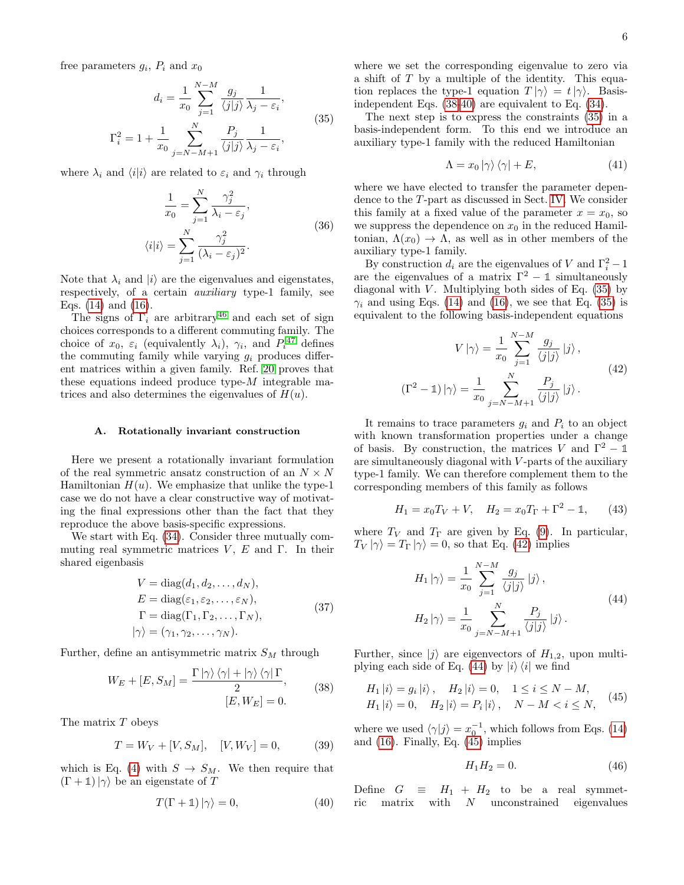free parameters $g_i$, $P_i$ and $x_0$

$$
\begin{aligned}
d_i &= \frac{1}{x_0}\sum_{j=1}^{N-M}\frac{g_j}{\langle j|j\rangle}\frac{1}{\lambda_j-\varepsilon_i},\\
\Gamma_i^2 &= 1+\frac{1}{x_0}\sum_{j=N-M+1}^{N}\frac{P_j}{\langle j|j\rangle}\frac{1}{\lambda_j-\varepsilon_i},
\end{aligned}
\tag{35}
$$

where $\lambda_i$ and $\langle i|i\rangle$ are related to $\varepsilon_i$ and $\gamma_i$ through

$$
\begin{aligned}
\frac{1}{x_0} &= \sum_{j=1}^{N}\frac{\gamma_j^2}{\lambda_i-\varepsilon_j},\\
\langle i|i\rangle &= \sum_{j=1}^{N}\frac{\gamma_j^2}{(\lambda_i-\varepsilon_j)^2}.
\end{aligned}
\tag{36}
$$

Note that $\lambda_i$ and $|i\rangle$ are the eigenvalues and eigenstates, respectively, of a certain *auxiliary* type-1 family, see Eqs. (14) and (16).

The signs of $\Gamma_i$ are arbitrary[46] and each set of sign choices corresponds to a different commuting family. The choice of $x_0$, $\varepsilon_i$ (equivalently $\lambda_i$), $\gamma_i$, and $P_i$[47] defines the commuting family while varying $g_i$ produces different matrices within a given family. Ref. [20] proves that these equations indeed produce type-$M$ integrable matrices and also determines the eigenvalues of $H(u)$.

### A. Rotationally invariant construction

Here we present a rotationally invariant formulation of the real symmetric ansatz construction of an $N\times N$ Hamiltonian $H(u)$. We emphasize that unlike the type-1 case we do not have a clear constructive way of motivating the final expressions other than the fact that they reproduce the above basis-specific expressions.

We start with Eq. (34). Consider three mutually commuting real symmetric matrices $V$, $E$ and $\Gamma$. In their shared eigenbasis

$$
\begin{aligned}
V &= \mathrm{diag}(d_1,d_2,\dots,d_N),\\
E &= \mathrm{diag}(\varepsilon_1,\varepsilon_2,\dots,\varepsilon_N),\\
\Gamma &= \mathrm{diag}(\Gamma_1,\Gamma_2,\dots,\Gamma_N),\\
|\gamma\rangle &= (\gamma_1,\gamma_2,\dots,\gamma_N).
\end{aligned}
\tag{37}
$$

Further, define an antisymmetric matrix $S_M$ through

$$
\begin{aligned}
W_E+[E,S_M] &= \frac{\Gamma|\gamma\rangle\langle\gamma|+|\gamma\rangle\langle\gamma|\Gamma}{2},\\
[E,W_E] &= 0.
\end{aligned}
\tag{38}
$$

The matrix $T$ obeys

$$
T=W_V+[V,S_M],\quad [V,W_V]=0, \tag{39}
$$

which is Eq. (4) with $S\to S_M$. We then require that $(\Gamma+\mathbb{1})|\gamma\rangle$ be an eigenstate of $T$

$$
T(\Gamma+\mathbb{1})|\gamma\rangle=0, \tag{40}
$$

where we set the corresponding eigenvalue to zero via a shift of $T$ by a multiple of the identity. This equation replaces the type-1 equation $T|\gamma\rangle=t|\gamma\rangle$. Basis-independent Eqs. (38-40) are equivalent to Eq. (34).

The next step is to express the constraints (35) in a basis-independent form. To this end we introduce an auxiliary type-1 family with the reduced Hamiltonian

$$
\Lambda=x_0|\gamma\rangle\langle\gamma|+E, \tag{41}
$$

where we have elected to transfer the parameter dependence to the $T$-part as discussed in Sect. IV. We consider this family at a fixed value of the parameter $x=x_0$, so we suppress the dependence on $x_0$ in the reduced Hamiltonian, $\Lambda(x_0)\to\Lambda$, as well as in other members of the auxiliary type-1 family.

By construction $d_i$ are the eigenvalues of $V$ and $\Gamma_i^2-1$ are the eigenvalues of a matrix $\Gamma^2-\mathbb{1}$ simultaneously diagonal with $V$. Multiplying both sides of Eq. (35) by $\gamma_i$ and using Eqs. (14) and (16), we see that Eq. (35) is equivalent to the following basis-independent equations

$$
\begin{aligned}
V|\gamma\rangle &= \frac{1}{x_0}\sum_{j=1}^{N-M}\frac{g_j}{\langle j|j\rangle}|j\rangle,\\
(\Gamma^2-\mathbb{1})|\gamma\rangle &= \frac{1}{x_0}\sum_{j=N-M+1}^{N}\frac{P_j}{\langle j|j\rangle}|j\rangle.
\end{aligned}
\tag{42}
$$

It remains to trace parameters $g_i$ and $P_i$ to an object with known transformation properties under a change of basis. By construction, the matrices $V$ and $\Gamma^2-\mathbb{1}$ are simultaneously diagonal with $V$-parts of the auxiliary type-1 family. We can therefore complement them to the corresponding members of this family as follows

$$
H_1=x_0T_V+V,\quad H_2=x_0T_\Gamma+\Gamma^2-\mathbb{1}, \tag{43}
$$

where $T_V$ and $T_\Gamma$ are given by Eq. (9). In particular, $T_V|\gamma\rangle=T_\Gamma|\gamma\rangle=0$, so that Eq. (42) implies

$$
\begin{aligned}
H_1|\gamma\rangle &= \frac{1}{x_0}\sum_{j=1}^{N-M}\frac{g_j}{\langle j|j\rangle}|j\rangle,\\
H_2|\gamma\rangle &= \frac{1}{x_0}\sum_{j=N-M+1}^{N}\frac{P_j}{\langle j|j\rangle}|j\rangle.
\end{aligned}
\tag{44}
$$

Further, since $|j\rangle$ are eigenvectors of $H_{1,2}$, upon multiplying each side of Eq. (44) by $|i\rangle\langle i|$ we find

$$
\begin{aligned}
&H_1|i\rangle=g_i|i\rangle,\quad H_2|i\rangle=0,\quad 1\le i\le N-M,\\
&H_1|i\rangle=0,\quad H_2|i\rangle=P_i|i\rangle,\quad N-M<i\le N,
\end{aligned}
\tag{45}
$$

where we used $\langle\gamma|j\rangle=x_0^{-1}$, which follows from Eqs. (14) and (16). Finally, Eq. (45) implies

$$
H_1H_2=0. \tag{46}
$$

Define $G\equiv H_1+H_2$ to be a real symmetric matrix with $N$ unconstrained eigenvalues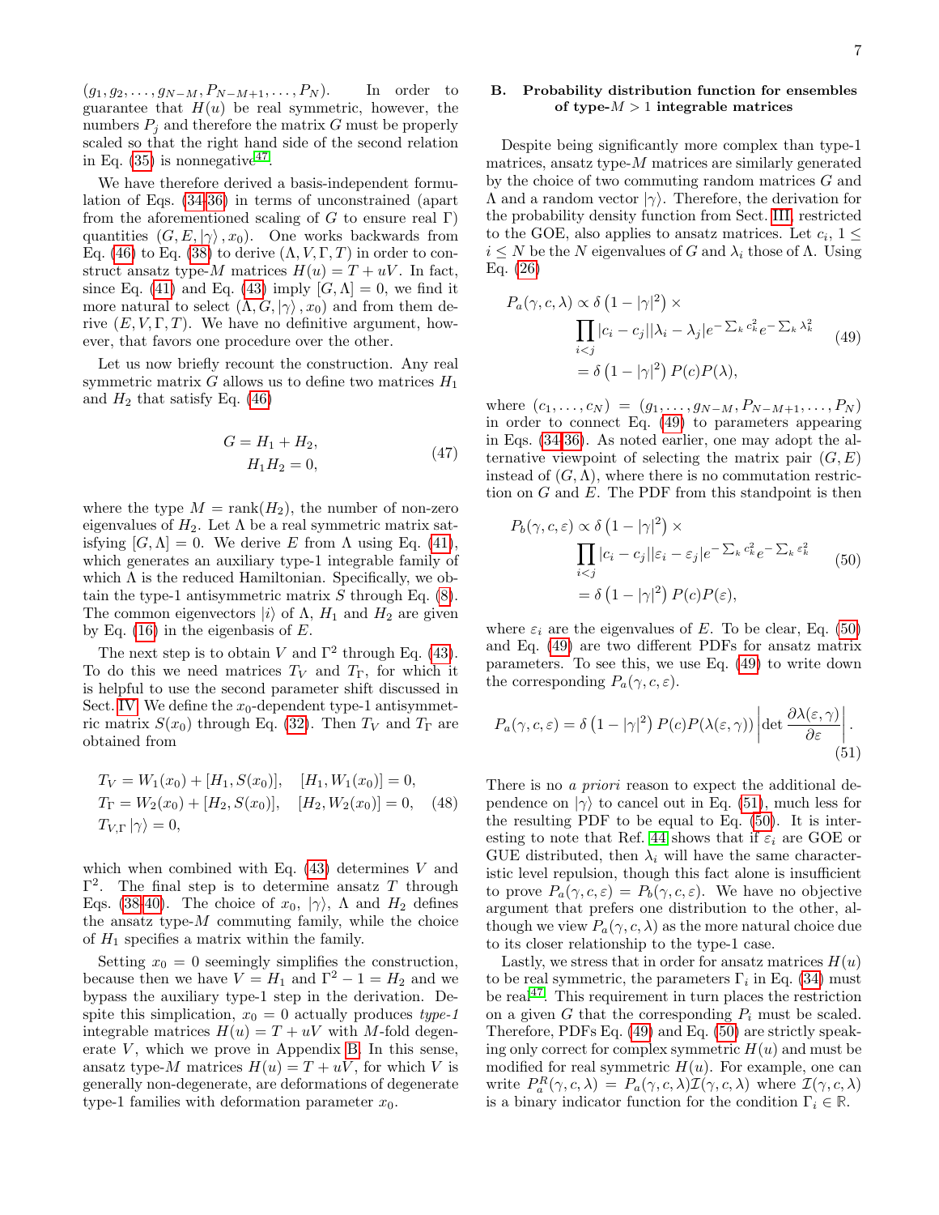$(g_1, g_2, \ldots, g_{N-M}, P_{N-M+1}, \ldots, P_N)$. In order to guarantee that $H(u)$ be real symmetric, however, the numbers $P_j$ and therefore the matrix $G$ must be properly scaled so that the right hand side of the second relation in Eq. (35) is nonnegative[47].

We have therefore derived a basis-independent formulation of Eqs. (34-36) in terms of unconstrained (apart from the aforementioned scaling of $G$ to ensure real $\Gamma$) quantities $(G, E, |\gamma\rangle, x_0)$. One works backwards from Eq. (46) to Eq. (38) to derive $(\Lambda, V, \Gamma, T)$ in order to construct ansatz type-$M$ matrices $H(u) = T + uV$. In fact, since Eq. (41) and Eq. (43) imply $[G, \Lambda] = 0$, we find it more natural to select $(\Lambda, G, |\gamma\rangle, x_0)$ and from them derive $(E, V, \Gamma, T)$. We have no definitive argument, however, that favors one procedure over the other.

Let us now briefly recount the construction. Any real symmetric matrix $G$ allows us to define two matrices $H_1$ and $H_2$ that satisfy Eq. (46)

$$
\begin{aligned}
G &= H_1 + H_2, \\
H_1 H_2 &= 0,
\end{aligned}
\tag{47}
$$

where the type $M = \mathrm{rank}(H_2)$, the number of non-zero eigenvalues of $H_2$. Let $\Lambda$ be a real symmetric matrix satisfying $[G, \Lambda] = 0$. We derive $E$ from $\Lambda$ using Eq. (41), which generates an auxiliary type-1 integrable family of which $\Lambda$ is the reduced Hamiltonian. Specifically, we obtain the type-1 antisymmetric matrix $S$ through Eq. (8). The common eigenvectors $|i\rangle$ of $\Lambda$, $H_1$ and $H_2$ are given by Eq. (16) in the eigenbasis of $E$.

The next step is to obtain $V$ and $\Gamma^2$ through Eq. (43). To do this we need matrices $T_V$ and $T_\Gamma$, for which it is helpful to use the second parameter shift discussed in Sect. IV. We define the $x_0$-dependent type-1 antisymmetric matrix $S(x_0)$ through Eq. (32). Then $T_V$ and $T_\Gamma$ are obtained from

$$
\begin{aligned}
&T_V = W_1(x_0) + [H_1, S(x_0)], \quad [H_1, W_1(x_0)] = 0, \\
&T_\Gamma = W_2(x_0) + [H_2, S(x_0)], \quad [H_2, W_2(x_0)] = 0, \\
&T_{V,\Gamma} |\gamma\rangle = 0,
\end{aligned}
\tag{48}
$$

which when combined with Eq. (43) determines $V$ and $\Gamma^2$. The final step is to determine ansatz $T$ through Eqs. (38-40). The choice of $x_0$, $|\gamma\rangle$, $\Lambda$ and $H_2$ defines the ansatz type-$M$ commuting family, while the choice of $H_1$ specifies a matrix within the family.

Setting $x_0 = 0$ seemingly simplifies the construction, because then we have $V = H_1$ and $\Gamma^2 - 1 = H_2$ and we bypass the auxiliary type-1 step in the derivation. Despite this simplication, $x_0 = 0$ actually produces *type-1* integrable matrices $H(u) = T + uV$ with $M$-fold degenerate $V$, which we prove in Appendix B. In this sense, ansatz type-$M$ matrices $H(u) = T + uV$, for which $V$ is generally non-degenerate, are deformations of degenerate type-1 families with deformation parameter $x_0$.

### B. Probability distribution function for ensembles of type-$M > 1$ integrable matrices

Despite being significantly more complex than type-1 matrices, ansatz type-$M$ matrices are similarly generated by the choice of two commuting random matrices $G$ and $\Lambda$ and a random vector $|\gamma\rangle$. Therefore, the derivation for the probability density function from Sect. III, restricted to the GOE, also applies to ansatz matrices. Let $c_i$, $1 \leq i \leq N$ be the $N$ eigenvalues of $G$ and $\lambda_i$ those of $\Lambda$. Using Eq. (26)

$$
\begin{aligned}
P_a(\gamma, c, \lambda) &\propto \delta\left(1 - |\gamma|^2\right) \times \\
&\quad \prod_{i<j} |c_i - c_j||\lambda_i - \lambda_j| e^{-\sum_k c_k^2} e^{-\sum_k \lambda_k^2} \\
&= \delta\left(1 - |\gamma|^2\right) P(c) P(\lambda),
\end{aligned}
\tag{49}
$$

where $(c_1, \ldots, c_N) = (g_1, \ldots, g_{N-M}, P_{N-M+1}, \ldots, P_N)$ in order to connect Eq. (49) to parameters appearing in Eqs. (34-36). As noted earlier, one may adopt the alternative viewpoint of selecting the matrix pair $(G, E)$ instead of $(G, \Lambda)$, where there is no commutation restriction on $G$ and $E$. The PDF from this standpoint is then

$$
\begin{aligned}
P_b(\gamma, c, \varepsilon) &\propto \delta\left(1 - |\gamma|^2\right) \times \\
&\quad \prod_{i<j} |c_i - c_j||\varepsilon_i - \varepsilon_j| e^{-\sum_k c_k^2} e^{-\sum_k \varepsilon_k^2} \\
&= \delta\left(1 - |\gamma|^2\right) P(c) P(\varepsilon),
\end{aligned}
\tag{50}
$$

where $\varepsilon_i$ are the eigenvalues of $E$. To be clear, Eq. (50) and Eq. (49) are two different PDFs for ansatz matrix parameters. To see this, we use Eq. (49) to write down the corresponding $P_a(\gamma, c, \varepsilon)$.

$$
P_a(\gamma, c, \varepsilon) = \delta\left(1 - |\gamma|^2\right) P(c) P(\lambda(\varepsilon, \gamma)) \left| \det \frac{\partial \lambda(\varepsilon, \gamma)}{\partial \varepsilon} \right|.
\tag{51}
$$

There is no *a priori* reason to expect the additional dependence on $|\gamma\rangle$ to cancel out in Eq. (51), much less for the resulting PDF to be equal to Eq. (50). It is interesting to note that Ref. 44 shows that if $\varepsilon_i$ are GOE or GUE distributed, then $\lambda_i$ will have the same characteristic level repulsion, though this fact alone is insufficient to prove $P_a(\gamma, c, \varepsilon) = P_b(\gamma, c, \varepsilon)$. We have no objective argument that prefers one distribution to the other, although we view $P_a(\gamma, c, \lambda)$ as the more natural choice due to its closer relationship to the type-1 case.

Lastly, we stress that in order for ansatz matrices $H(u)$ to be real symmetric, the parameters $\Gamma_i$ in Eq. (34) must be real[47]. This requirement in turn places the restriction on a given $G$ that the corresponding $P_i$ must be scaled. Therefore, PDFs Eq. (49) and Eq. (50) are strictly speaking only correct for complex symmetric $H(u)$ and must be modified for real symmetric $H(u)$. For example, one can write $P_a^R(\gamma, c, \lambda) = P_a(\gamma, c, \lambda) \mathcal{I}(\gamma, c, \lambda)$ where $\mathcal{I}(\gamma, c, \lambda)$ is a binary indicator function for the condition $\Gamma_i \in \mathbb{R}$.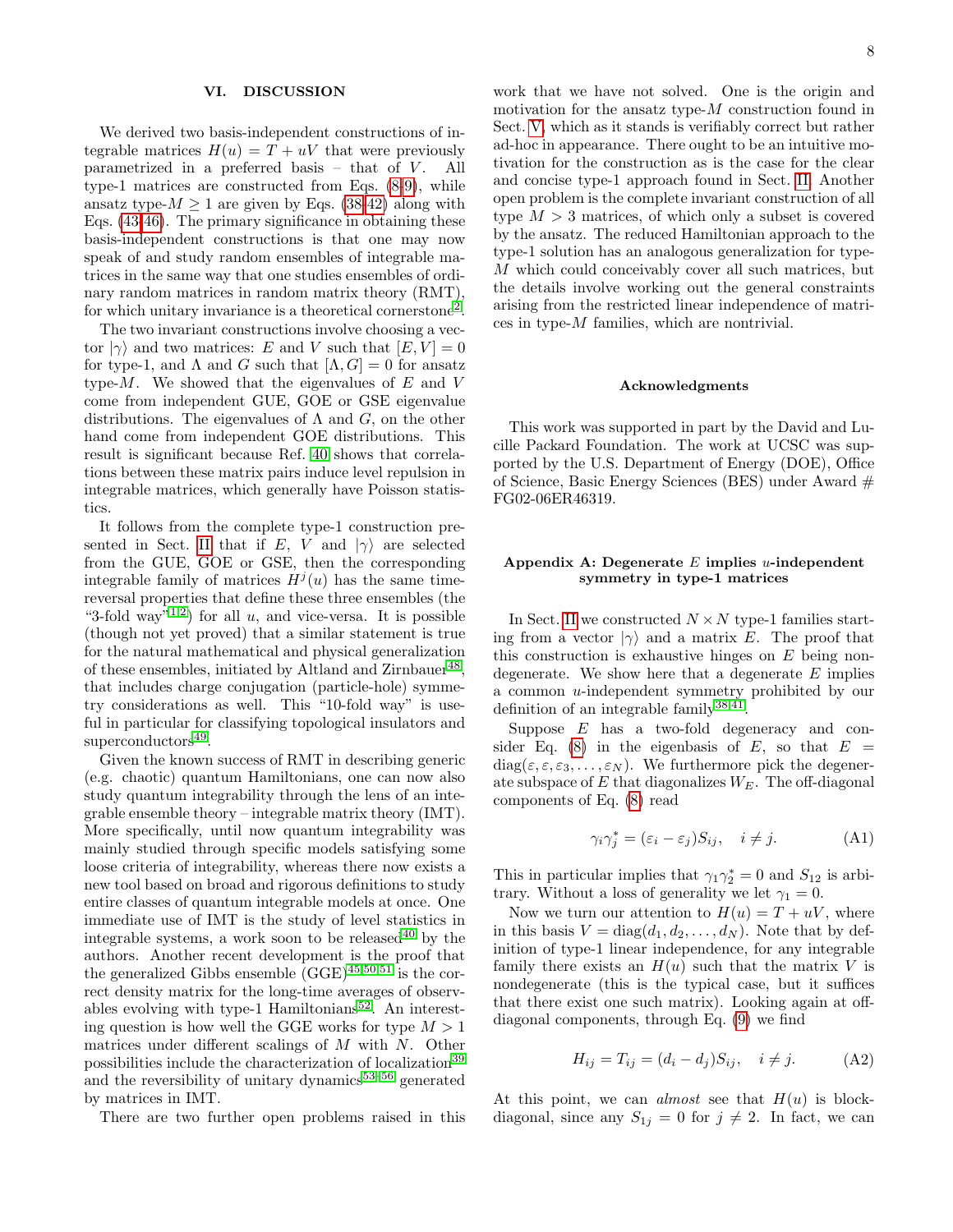## VI. DISCUSSION

We derived two basis-independent constructions of integrable matrices $H(u) = T + uV$ that were previously parametrized in a preferred basis – that of $V$. All type-1 matrices are constructed from Eqs. (8-9), while ansatz type-$M \geq 1$ are given by Eqs. (38-42) along with Eqs. (43-46). The primary significance in obtaining these basis-independent constructions is that one may now speak of and study random ensembles of integrable matrices in the same way that one studies ensembles of ordinary random matrices in random matrix theory (RMT), for which unitary invariance is a theoretical cornerstone[2].

The two invariant constructions involve choosing a vector $|\gamma\rangle$ and two matrices: $E$ and $V$ such that $[E, V] = 0$ for type-1, and $\Lambda$ and $G$ such that $[\Lambda, G] = 0$ for ansatz type-$M$. We showed that the eigenvalues of $E$ and $V$ come from independent GUE, GOE or GSE eigenvalue distributions. The eigenvalues of $\Lambda$ and $G$, on the other hand come from independent GOE distributions. This result is significant because Ref. 40 shows that correlations between these matrix pairs induce level repulsion in integrable matrices, which generally have Poisson statistics.

It follows from the complete type-1 construction presented in Sect. II that if $E$, $V$ and $|\gamma\rangle$ are selected from the GUE, GOE or GSE, then the corresponding integrable family of matrices $H^j(u)$ has the same time-reversal properties that define these three ensembles (the "3-fold way"[1,2]) for all $u$, and vice-versa. It is possible (though not yet proved) that a similar statement is true for the natural mathematical and physical generalization of these ensembles, initiated by Altland and Zirnbauer[48], that includes charge conjugation (particle-hole) symmetry considerations as well. This "10-fold way" is useful in particular for classifying topological insulators and superconductors[49].

Given the known success of RMT in describing generic (e.g. chaotic) quantum Hamiltonians, one can now also study quantum integrability through the lens of an integrable ensemble theory – integrable matrix theory (IMT). More specifically, until now quantum integrability was mainly studied through specific models satisfying some loose criteria of integrability, whereas there now exists a new tool based on broad and rigorous definitions to study entire classes of quantum integrable models at once. One immediate use of IMT is the study of level statistics in integrable systems, a work soon to be released[40] by the authors. Another recent development is the proof that the generalized Gibbs ensemble (GGE)[45,50,51] is the correct density matrix for the long-time averages of observables evolving with type-1 Hamiltonians[52]. An interesting question is how well the GGE works for type $M > 1$ matrices under different scalings of $M$ with $N$. Other possibilities include the characterization of localization[39] and the reversibility of unitary dynamics[53–56] generated by matrices in IMT.

There are two further open problems raised in this work that we have not solved. One is the origin and motivation for the ansatz type-$M$ construction found in Sect. V, which as it stands is verifiably correct but rather ad-hoc in appearance. There ought to be an intuitive motivation for the construction as is the case for the clear and concise type-1 approach found in Sect. II. Another open problem is the complete invariant construction of all type $M > 3$ matrices, of which only a subset is covered by the ansatz. The reduced Hamiltonian approach to the type-1 solution has an analogous generalization for type-$M$ which could conceivably cover all such matrices, but the details involve working out the general constraints arising from the restricted linear independence of matrices in type-$M$ families, which are nontrivial.

### Acknowledgments

This work was supported in part by the David and Lucille Packard Foundation. The work at UCSC was supported by the U.S. Department of Energy (DOE), Office of Science, Basic Energy Sciences (BES) under Award # FG02-06ER46319.

### Appendix A: Degenerate $E$ implies $u$-independent symmetry in type-1 matrices

In Sect. II we constructed $N \times N$ type-1 families starting from a vector $|\gamma\rangle$ and a matrix $E$. The proof that this construction is exhaustive hinges on $E$ being nondegenerate. We show here that a degenerate $E$ implies a common $u$-independent symmetry prohibited by our definition of an integrable family[38,41].

Suppose $E$ has a two-fold degeneracy and consider Eq. (8) in the eigenbasis of $E$, so that $E = \mathrm{diag}(\varepsilon, \varepsilon, \varepsilon_3, \ldots, \varepsilon_N)$. We furthermore pick the degenerate subspace of $E$ that diagonalizes $W_E$. The off-diagonal components of Eq. (8) read

$$\gamma_i \gamma_j^* = (\varepsilon_i - \varepsilon_j) S_{ij}, \quad i \neq j. \tag{A1}$$

This in particular implies that $\gamma_1 \gamma_2^* = 0$ and $S_{12}$ is arbitrary. Without a loss of generality we let $\gamma_1 = 0$.

Now we turn our attention to $H(u) = T + uV$, where in this basis $V = \mathrm{diag}(d_1, d_2, \ldots, d_N)$. Note that by definition of type-1 linear independence, for any integrable family there exists an $H(u)$ such that the matrix $V$ is nondegenerate (this is the typical case, but it suffices that there exist one such matrix). Looking again at off-diagonal components, through Eq. (9) we find

$$H_{ij} = T_{ij} = (d_i - d_j) S_{ij}, \quad i \neq j. \tag{A2}$$

At this point, we can *almost* see that $H(u)$ is block-diagonal, since any $S_{1j} = 0$ for $j \neq 2$. In fact, we can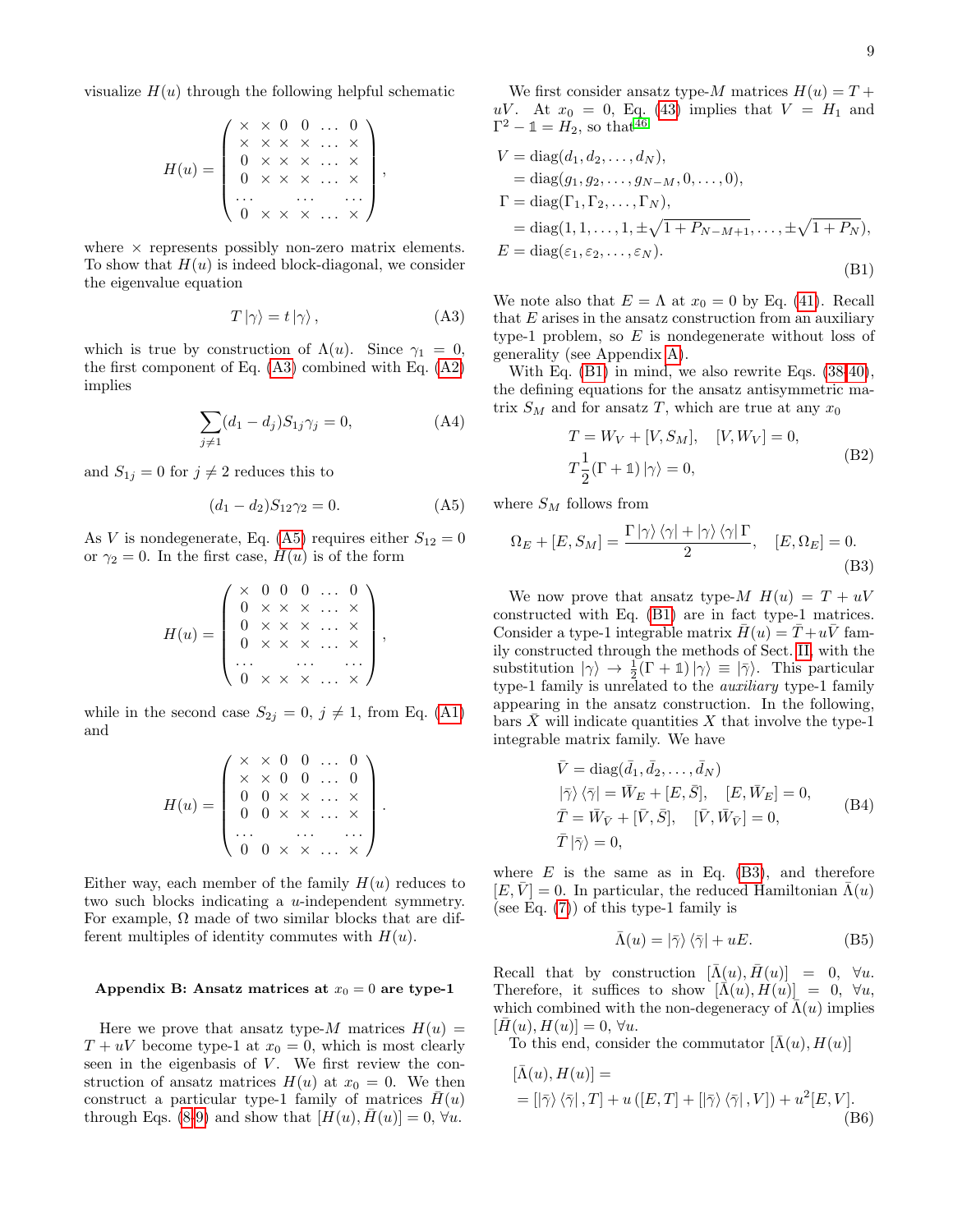visualize $H(u)$ through the following helpful schematic

$$
H(u) = \begin{pmatrix} \times & \times & 0 & 0 & \dots & 0 \\ \times & \times & \times & \times & \dots & \times \\ 0 & \times & \times & \times & \dots & \times \\ 0 & \times & \times & \times & \dots & \times \\ \dots & & \dots & & & \dots \\ 0 & \times & \times & \times & \dots & \times \end{pmatrix},
$$

where $\times$ represents possibly non-zero matrix elements. To show that $H(u)$ is indeed block-diagonal, we consider the eigenvalue equation

$$
T\,|\gamma\rangle = t\,|\gamma\rangle\,, \tag{A3}
$$

which is true by construction of $\Lambda(u)$. Since $\gamma_1 = 0$, the first component of Eq. (A3) combined with Eq. (A2) implies

$$
\sum_{j\neq 1}(d_1 - d_j)S_{1j}\gamma_j = 0, \tag{A4}
$$

and $S_{1j} = 0$ for $j \neq 2$ reduces this to

$$
(d_1 - d_2)S_{12}\gamma_2 = 0. \tag{A5}
$$

As $V$ is nondegenerate, Eq. (A5) requires either $S_{12} = 0$ or $\gamma_2 = 0$. In the first case, $H(u)$ is of the form

$$
H(u) = \begin{pmatrix} \times & 0 & 0 & 0 & \dots & 0 \\ 0 & \times & \times & \times & \dots & \times \\ 0 & \times & \times & \times & \dots & \times \\ 0 & \times & \times & \times & \dots & \times \\ \dots & & \dots & & & \dots \\ 0 & \times & \times & \times & \dots & \times \end{pmatrix},
$$

while in the second case $S_{2j} = 0$, $j \neq 1$, from Eq. (A1) and

$$
H(u) = \begin{pmatrix} \times & \times & 0 & 0 & \dots & 0 \\ \times & \times & 0 & 0 & \dots & 0 \\ 0 & 0 & \times & \times & \dots & \times \\ 0 & 0 & \times & \times & \dots & \times \\ \dots & & \dots & & & \dots \\ 0 & 0 & \times & \times & \dots & \times \end{pmatrix}.
$$

Either way, each member of the family $H(u)$ reduces to two such blocks indicating a $u$-independent symmetry. For example, $\Omega$ made of two similar blocks that are different multiples of identity commutes with $H(u)$.

### Appendix B: Ansatz matrices at $x_0 = 0$ are type-1

Here we prove that ansatz type-$M$ matrices $H(u) = T + uV$ become type-1 at $x_0 = 0$, which is most clearly seen in the eigenbasis of $V$. We first review the construction of ansatz matrices $H(u)$ at $x_0 = 0$. We then construct a particular type-1 family of matrices $\bar{H}(u)$ through Eqs. (8,9) and show that $[H(u), \bar{H}(u)] = 0$, $\forall u$.

We first consider ansatz type-$M$ matrices $H(u) = T + uV$. At $x_0 = 0$, Eq. (43) implies that $V = H_1$ and $\Gamma^2 - \mathbb{1} = H_2$, so that[46]

$$
\begin{aligned}
V &= \mathrm{diag}(d_1, d_2, \dots, d_N), \\
&= \mathrm{diag}(g_1, g_2, \dots, g_{N-M}, 0, \dots, 0), \\
\Gamma &= \mathrm{diag}(\Gamma_1, \Gamma_2, \dots, \Gamma_N), \\
&= \mathrm{diag}(1, 1, \dots, 1, \pm\sqrt{1 + P_{N-M+1}}, \dots, \pm\sqrt{1 + P_N}), \\
E &= \mathrm{diag}(\varepsilon_1, \varepsilon_2, \dots, \varepsilon_N).
\end{aligned} \tag{B1}
$$

We note also that $E = \Lambda$ at $x_0 = 0$ by Eq. (41). Recall that $E$ arises in the ansatz construction from an auxiliary type-1 problem, so $E$ is nondegenerate without loss of generality (see Appendix A).

With Eq. (B1) in mind, we also rewrite Eqs. (38-40), the defining equations for the ansatz antisymmetric matrix $S_M$ and for ansatz $T$, which are true at any $x_0$

$$
\begin{aligned}
&T = W_V + [V, S_M], \quad [V, W_V] = 0, \\
&T\frac{1}{2}(\Gamma + \mathbb{1})\,|\gamma\rangle = 0,
\end{aligned} \tag{B2}
$$

where $S_M$ follows from

$$
\Omega_E + [E, S_M] = \frac{\Gamma\,|\gamma\rangle\langle\gamma| + |\gamma\rangle\langle\gamma|\,\Gamma}{2}, \quad [E, \Omega_E] = 0. \tag{B3}
$$

We now prove that ansatz type-$M$ $H(u) = T + uV$ constructed with Eq. (B1) are in fact type-1 matrices. Consider a type-1 integrable matrix $\bar{H}(u) = \bar{T} + u\bar{V}$ family constructed through the methods of Sect. II, with the substitution $|\gamma\rangle \to \frac{1}{2}(\Gamma + \mathbb{1})\,|\gamma\rangle \equiv |\bar{\gamma}\rangle$. This particular type-1 family is unrelated to the *auxiliary* type-1 family appearing in the ansatz construction. In the following, bars $\bar{X}$ will indicate quantities $X$ that involve the type-1 integrable matrix family. We have

$$
\begin{aligned}
&\bar{V} = \mathrm{diag}(\bar{d}_1, \bar{d}_2, \dots, \bar{d}_N) \\
&|\bar{\gamma}\rangle\langle\bar{\gamma}| = \bar{W}_E + [E, \bar{S}], \quad [E, \bar{W}_E] = 0, \\
&\bar{T} = \bar{W}_{\bar{V}} + [\bar{V}, \bar{S}], \quad [\bar{V}, \bar{W}_{\bar{V}}] = 0, \\
&\bar{T}\,|\bar{\gamma}\rangle = 0,
\end{aligned} \tag{B4}
$$

where $E$ is the same as in Eq. (B3), and therefore $[E, \bar{V}] = 0$. In particular, the reduced Hamiltonian $\bar{\Lambda}(u)$ (see Eq. (7)) of this type-1 family is

$$
\bar{\Lambda}(u) = |\bar{\gamma}\rangle\langle\bar{\gamma}| + uE. \tag{B5}
$$

Recall that by construction $[\bar{\Lambda}(u), \bar{H}(u)] = 0$, $\forall u$. Therefore, it suffices to show $[\bar{\Lambda}(u), H(u)] = 0$, $\forall u$, which combined with the non-degeneracy of $\bar{\Lambda}(u)$ implies $[\bar{H}(u), H(u)] = 0$, $\forall u$.

To this end, consider the commutator $[\bar{\Lambda}(u), H(u)]$

$$
\begin{aligned}
&[\bar{\Lambda}(u), H(u)] = \\
&= [|\bar{\gamma}\rangle\langle\bar{\gamma}|, T] + u\left([E, T] + [|\bar{\gamma}\rangle\langle\bar{\gamma}|, V]\right) + u^2[E, V].
\end{aligned} \tag{B6}
$$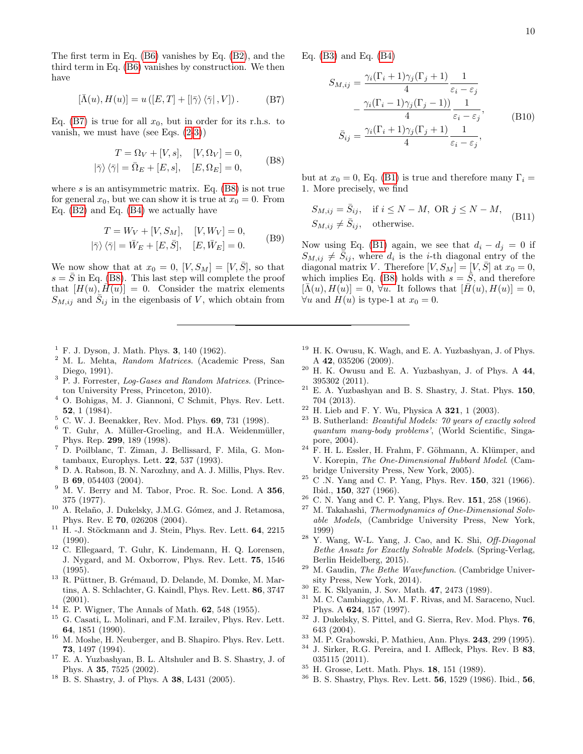The first term in Eq. (B6) vanishes by Eq. (B2), and the third term in Eq. (B6) vanishes by construction. We then have

$$[\bar{\Lambda}(u), H(u)] = u\left([E,T] + [|\bar{\gamma}\rangle\langle\bar{\gamma}|, V]\right). \tag{B7}$$

Eq. (B7) is true for all $x_0$, but in order for its r.h.s. to vanish, we must have (see Eqs. (2-3))

$$\begin{aligned} T &= \Omega_V + [V,s], \quad [V,\Omega_V] = 0, \\ |\bar{\gamma}\rangle\langle\bar{\gamma}| &= \bar{\Omega}_E + [E,s], \quad [E,\Omega_E] = 0, \end{aligned} \tag{B8}$$

where $s$ is an antisymmetric matrix. Eq. (B8) is not true for general $x_0$, but we can show it is true at $x_0 = 0$. From Eq. (B2) and Eq. (B4) we actually have

$$\begin{aligned} T &= W_V + [V,S_M], \quad [V,W_V] = 0, \\ |\bar{\gamma}\rangle\langle\bar{\gamma}| &= \bar{W}_E + [E,\bar{S}], \quad [E,\bar{W}_E] = 0. \end{aligned} \tag{B9}$$

We now show that at $x_0 = 0$, $[V,S_M] = [V,\bar{S}]$, so that $s = \bar{S}$ in Eq. (B8). This last step will complete the proof that $[H(u), \bar{H}(u)] = 0$. Consider the matrix elements $S_{M,ij}$ and $\bar{S}_{ij}$ in the eigenbasis of $V$, which obtain from Eq. (B3) and Eq. (B4)

$$\begin{aligned} S_{M,ij} &= \frac{\gamma_i(\Gamma_i+1)\gamma_j(\Gamma_j+1)}{4}\frac{1}{\varepsilon_i - \varepsilon_j} \\ &\quad - \frac{\gamma_i(\Gamma_i-1)\gamma_j(\Gamma_j-1))}{4}\frac{1}{\varepsilon_i - \varepsilon_j}, \\ \bar{S}_{ij} &= \frac{\gamma_i(\Gamma_i+1)\gamma_j(\Gamma_j+1)}{4}\frac{1}{\varepsilon_i - \varepsilon_j}, \end{aligned} \tag{B10}$$

but at $x_0 = 0$, Eq. (B1) is true and therefore many $\Gamma_i = 1$. More precisely, we find

$$\begin{aligned} &S_{M,ij} = \bar{S}_{ij}, \quad \text{if } i \le N-M, \text{ OR } j \le N-M, \\ &S_{M,ij} \neq \bar{S}_{ij}, \quad \text{otherwise.} \end{aligned} \tag{B11}$$

Now using Eq. (B1) again, we see that $d_i - d_j = 0$ if $S_{M,ij} \neq \bar{S}_{ij}$, where $d_i$ is the $i$-th diagonal entry of the diagonal matrix $V$. Therefore $[V,S_M] = [V,\bar{S}]$ at $x_0 = 0$, which implies Eq. (B8) holds with $s = \bar{S}$, and therefore $[\bar{\Lambda}(u), H(u)] = 0$, $\forall u$. It follows that $[\bar{H}(u), H(u)] = 0$, $\forall u$ and $H(u)$ is type-1 at $x_0 = 0$.

---

[1] F. J. Dyson, J. Math. Phys. **3**, 140 (1962).
[2] M. L. Mehta, *Random Matrices*. (Academic Press, San Diego, 1991).
[3] P. J. Forrester, *Log-Gases and Random Matrices*. (Princeton University Press, Princeton, 2010).
[4] O. Bohigas, M. J. Giannoni, C Schmit, Phys. Rev. Lett. **52**, 1 (1984).
[5] C. W. J. Beenakker, Rev. Mod. Phys. **69**, 731 (1998).
[6] T. Guhr, A. Müller-Groeling, and H.A. Weidenmüller, Phys. Rep. **299**, 189 (1998).
[7] D. Poilblanc, T. Ziman, J. Bellissard, F. Mila, G. Montambaux, Europhys. Lett. **22**, 537 (1993).
[8] D. A. Rabson, B. N. Narozhny, and A. J. Millis, Phys. Rev. B **69**, 054403 (2004).
[9] M. V. Berry and M. Tabor, Proc. R. Soc. Lond. A **356**, 375 (1977).
[10] A. Relaño, J. Dukelsky, J.M.G. Gómez, and J. Retamosa, Phys. Rev. E **70**, 026208 (2004).
[11] H. -J. Stöckmann and J. Stein, Phys. Rev. Lett. **64**, 2215 (1990).
[12] C. Ellegaard, T. Guhr, K. Lindemann, H. Q. Lorensen, J. Nygard, and M. Oxborrow, Phys. Rev. Lett. **75**, 1546 (1995).
[13] R. Püttner, B. Grémaud, D. Delande, M. Domke, M. Martins, A. S. Schlachter, G. Kaindl, Phys. Rev. Lett. **86**, 3747 (2001).
[14] E. P. Wigner, The Annals of Math. **62**, 548 (1955).
[15] G. Casati, L. Molinari, and F.M. Izrailev, Phys. Rev. Lett. **64**, 1851 (1990).
[16] M. Moshe, H. Neuberger, and B. Shapiro. Phys. Rev. Lett. **73**, 1497 (1994).
[17] E. A. Yuzbashyan, B. L. Altshuler and B. S. Shastry, J. of Phys. A **35**, 7525 (2002).
[18] B. S. Shastry, J. of Phys. A **38**, L431 (2005).
[19] H. K. Owusu, K. Wagh, and E. A. Yuzbashyan, J. of Phys. A **42**, 035206 (2009).
[20] H. K. Owusu and E. A. Yuzbashyan, J. of Phys. A **44**, 395302 (2011).
[21] E. A. Yuzbashyan and B. S. Shastry, J. Stat. Phys. **150**, 704 (2013).
[22] H. Lieb and F. Y. Wu, Physica A **321**, 1 (2003).
[23] B. Sutherland: *Beautiful Models: 70 years of exactly solved quantum many-body problems'*, (World Scientific, Singapore, 2004).
[24] F. H. L. Essler, H. Frahm, F. Göhmann, A. Klümper, and V. Korepin, *The One-Dimensional Hubbard Model*. (Cambridge University Press, New York, 2005).
[25] C .N. Yang and C. P. Yang, Phys. Rev. **150**, 321 (1966). Ibid., **150**, 327 (1966).
[26] C. N. Yang and C. P. Yang, Phys. Rev. **151**, 258 (1966).
[27] M. Takahashi, *Thermodynamics of One-Dimensional Solvable Models*, (Cambridge University Press, New York, 1999)
[28] Y. Wang, W-L. Yang, J. Cao, and K. Shi, *Off-Diagonal Bethe Ansatz for Exactly Solvable Models*. (Spring-Verlag, Berlin Heidelberg, 2015).
[29] M. Gaudin, *The Bethe Wavefunction*. (Cambridge University Press, New York, 2014).
[30] E. K. Sklyanin, J. Sov. Math. **47**, 2473 (1989).
[31] M. C. Cambiaggio, A. M. F. Rivas, and M. Saraceno, Nucl. Phys. A **624**, 157 (1997).
[32] J. Dukelsky, S. Pittel, and G. Sierra, Rev. Mod. Phys. **76**, 643 (2004).
[33] M. P. Grabowski, P. Mathieu, Ann. Phys. **243**, 299 (1995).
[34] J. Sirker, R.G. Pereira, and I. Affleck, Phys. Rev. B **83**, 035115 (2011).
[35] H. Grosse, Lett. Math. Phys. **18**, 151 (1989).
[36] B. S. Shastry, Phys. Rev. Lett. **56**, 1529 (1986). Ibid., **56**,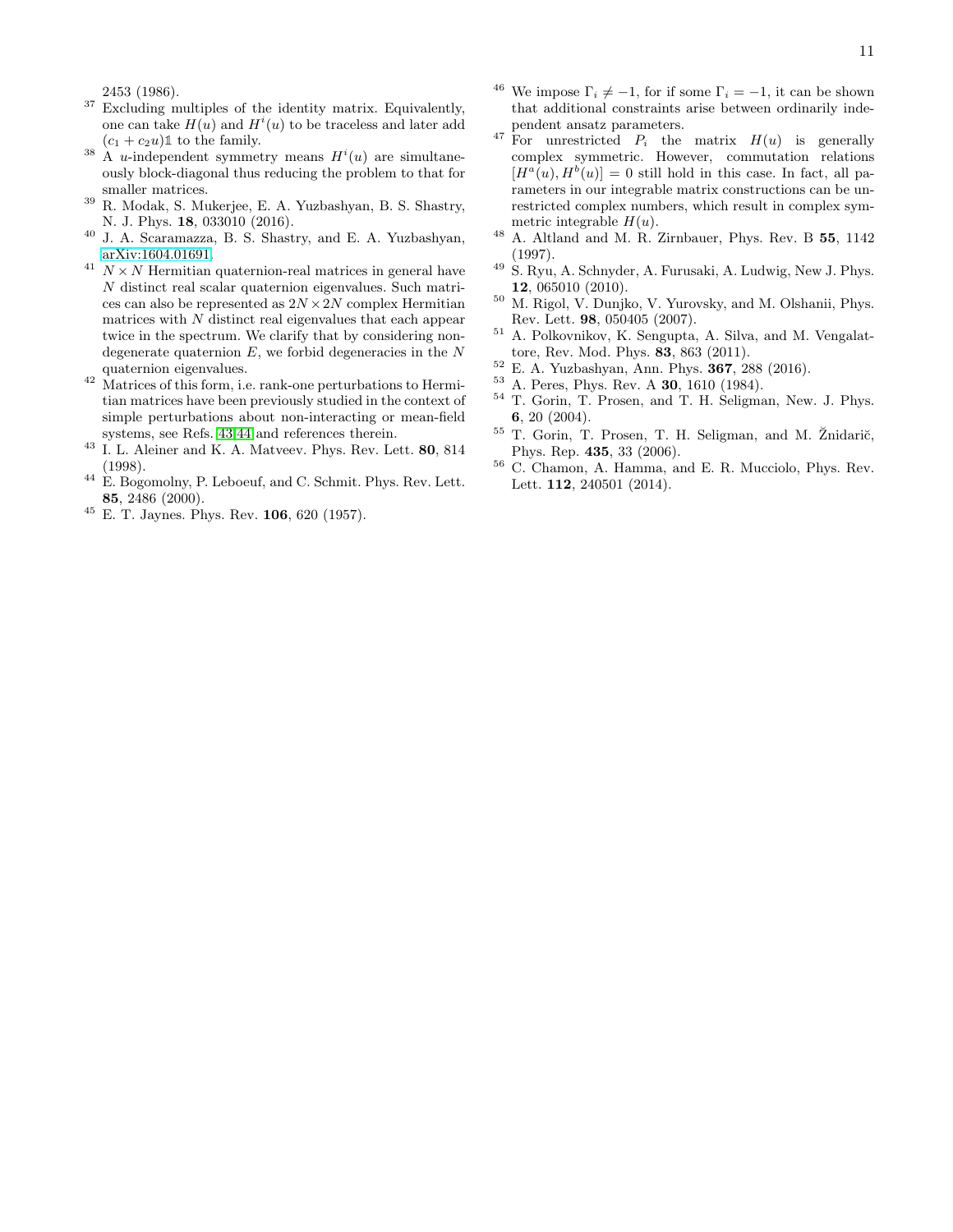2453 (1986).

[37] Excluding multiples of the identity matrix. Equivalently, one can take $H(u)$ and $H^i(u)$ to be traceless and later add $(c_1 + c_2 u)\mathbb{1}$ to the family.

[38] A $u$-independent symmetry means $H^i(u)$ are simultaneously block-diagonal thus reducing the problem to that for smaller matrices.

[39] R. Modak, S. Mukerjee, E. A. Yuzbashyan, B. S. Shastry, N. J. Phys. **18**, 033010 (2016).

[40] J. A. Scaramazza, B. S. Shastry, and E. A. Yuzbashyan, arXiv:1604.01691.

[41] $N \times N$ Hermitian quaternion-real matrices in general have $N$ distinct real scalar quaternion eigenvalues. Such matrices can also be represented as $2N \times 2N$ complex Hermitian matrices with $N$ distinct real eigenvalues that each appear twice in the spectrum. We clarify that by considering non-degenerate quaternion $E$, we forbid degeneracies in the $N$ quaternion eigenvalues.

[42] Matrices of this form, i.e. rank-one perturbations to Hermitian matrices have been previously studied in the context of simple perturbations about non-interacting or mean-field systems, see Refs. 43,44 and references therein.

[43] I. L. Aleiner and K. A. Matveev. Phys. Rev. Lett. **80**, 814 (1998).

[44] E. Bogomolny, P. Leboeuf, and C. Schmit. Phys. Rev. Lett. **85**, 2486 (2000).

[45] E. T. Jaynes. Phys. Rev. **106**, 620 (1957).

[46] We impose $\Gamma_i \neq -1$, for if some $\Gamma_i = -1$, it can be shown that additional constraints arise between ordinarily independent ansatz parameters.

[47] For unrestricted $P_i$ the matrix $H(u)$ is generally complex symmetric. However, commutation relations $[H^a(u), H^b(u)] = 0$ still hold in this case. In fact, all parameters in our integrable matrix constructions can be unrestricted complex numbers, which result in complex symmetric integrable $H(u)$.

[48] A. Altland and M. R. Zirnbauer, Phys. Rev. B **55**, 1142 (1997).

[49] S. Ryu, A. Schnyder, A. Furusaki, A. Ludwig, New J. Phys. **12**, 065010 (2010).

[50] M. Rigol, V. Dunjko, V. Yurovsky, and M. Olshanii, Phys. Rev. Lett. **98**, 050405 (2007).

[51] A. Polkovnikov, K. Sengupta, A. Silva, and M. Vengalattore, Rev. Mod. Phys. **83**, 863 (2011).

[52] E. A. Yuzbashyan, Ann. Phys. **367**, 288 (2016).

[53] A. Peres, Phys. Rev. A **30**, 1610 (1984).

[54] T. Gorin, T. Prosen, and T. H. Seligman, New. J. Phys. **6**, 20 (2004).

[55] T. Gorin, T. Prosen, T. H. Seligman, and M. Žnidarič, Phys. Rep. **435**, 33 (2006).

[56] C. Chamon, A. Hamma, and E. R. Mucciolo, Phys. Rev. Lett. **112**, 240501 (2014).